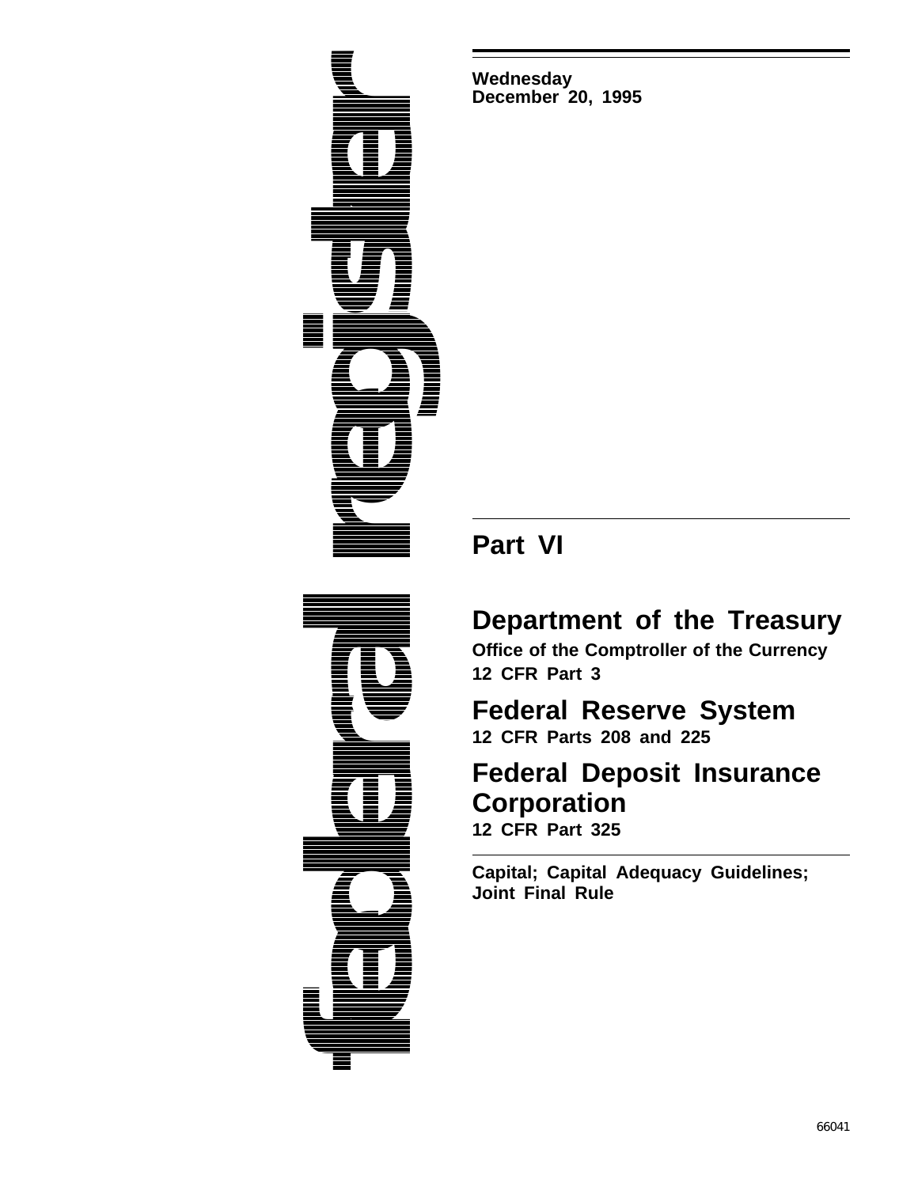Wednesday
December 20, 1995

## Part VI

# Department of the Treasury

**Office of the Comptroller of the Currency**

**12 CFR Part 3**

# Federal Reserve System

**12 CFR Parts 208 and 225**

# Federal Deposit Insurance Corporation

**12 CFR Part 325**

**Capital; Capital Adequacy Guidelines; Joint Final Rule**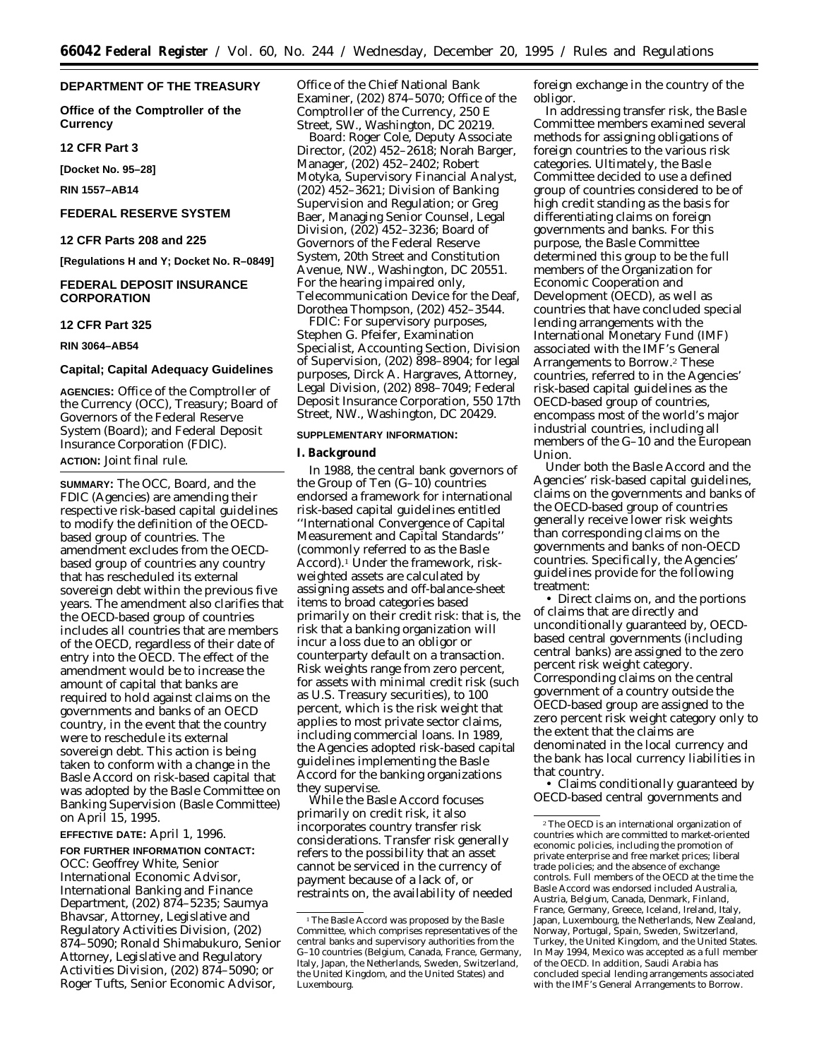**DEPARTMENT OF THE TREASURY**

**Office of the Comptroller of the Currency**

**12 CFR Part 3**

**[Docket No. 95–28]**

**RIN 1557–AB14**

**FEDERAL RESERVE SYSTEM**

**12 CFR Parts 208 and 225**

**[Regulations H and Y; Docket No. R–0849]**

**FEDERAL DEPOSIT INSURANCE CORPORATION**

**12 CFR Part 325**

**RIN 3064–AB54**

# Capital; Capital Adequacy Guidelines

**AGENCIES:** Office of the Comptroller of the Currency (OCC), Treasury; Board of Governors of the Federal Reserve System (Board); and Federal Deposit Insurance Corporation (FDIC).

**ACTION:** Joint final rule.

**SUMMARY:** The OCC, Board, and the FDIC (Agencies) are amending their respective risk-based capital guidelines to modify the definition of the OECD-based group of countries. The amendment excludes from the OECD-based group of countries any country that has rescheduled its external sovereign debt within the previous five years. The amendment also clarifies that the OECD-based group of countries includes all countries that are members of the OECD, regardless of their date of entry into the OECD. The effect of the amendment would be to increase the amount of capital that banks are required to hold against claims on the governments and banks of an OECD country, in the event that the country were to reschedule its external sovereign debt. This action is being taken to conform with a change in the Basle Accord on risk-based capital that was adopted by the Basle Committee on Banking Supervision (Basle Committee) on April 15, 1995.

**EFFECTIVE DATE:** April 1, 1996.

**FOR FURTHER INFORMATION CONTACT:** OCC: Geoffrey White, Senior International Economic Advisor, International Banking and Finance Department, (202) 874–5235; Saumya Bhavsar, Attorney, Legislative and Regulatory Activities Division, (202) 874–5090; Ronald Shimabukuro, Senior Attorney, Legislative and Regulatory Activities Division, (202) 874–5090; or Roger Tufts, Senior Economic Advisor, Office of the Chief National Bank Examiner, (202) 874–5070; Office of the Comptroller of the Currency, 250 E Street, SW., Washington, DC 20219.

Board: Roger Cole, Deputy Associate Director, (202) 452–2618; Norah Barger, Manager, (202) 452–2402; Robert Motyka, Supervisory Financial Analyst, (202) 452–3621; Division of Banking Supervision and Regulation; or Greg Baer, Managing Senior Counsel, Legal Division, (202) 452–3236; Board of Governors of the Federal Reserve System, 20th Street and Constitution Avenue, NW., Washington, DC 20551. For the hearing impaired only, Telecommunication Device for the Deaf, Dorothea Thompson, (202) 452–3544.

FDIC: For supervisory purposes, Stephen G. Pfeifer, Examination Specialist, Accounting Section, Division of Supervision, (202) 898–8904; for legal purposes, Dirck A. Hargraves, Attorney, Legal Division, (202) 898–7049; Federal Deposit Insurance Corporation, 550 17th Street, NW., Washington, DC 20429.

**SUPPLEMENTARY INFORMATION:**

## I. Background

In 1988, the central bank governors of the Group of Ten (G–10) countries endorsed a framework for international risk-based capital guidelines entitled ''International Convergence of Capital Measurement and Capital Standards'' (commonly referred to as the Basle Accord).[1] Under the framework, risk-weighted assets are calculated by assigning assets and off-balance-sheet items to broad categories based primarily on their credit risk: that is, the risk that a banking organization will incur a loss due to an obligor or counterparty default on a transaction. Risk weights range from zero percent, for assets with minimal credit risk (such as U.S. Treasury securities), to 100 percent, which is the risk weight that applies to most private sector claims, including commercial loans. In 1989, the Agencies adopted risk-based capital guidelines implementing the Basle Accord for the banking organizations they supervise.

While the Basle Accord focuses primarily on credit risk, it also incorporates country transfer risk considerations. Transfer risk generally refers to the possibility that an asset cannot be serviced in the currency of payment because of a lack of, or restraints on, the availability of needed foreign exchange in the country of the obligor.

In addressing transfer risk, the Basle Committee members examined several methods for assigning obligations of foreign countries to the various risk categories. Ultimately, the Basle Committee decided to use a defined group of countries considered to be of high credit standing as the basis for differentiating claims on foreign governments and banks. For this purpose, the Basle Committee determined this group to be the full members of the Organization for Economic Cooperation and Development (OECD), as well as countries that have concluded special lending arrangements with the International Monetary Fund (IMF) associated with the IMF's General Arrangements to Borrow.[2] These countries, referred to in the Agencies' risk-based capital guidelines as the OECD-based group of countries, encompass most of the world's major industrial countries, including all members of the G–10 and the European Union.

Under both the Basle Accord and the Agencies' risk-based capital guidelines, claims on the governments and banks of the OECD-based group of countries generally receive lower risk weights than corresponding claims on the governments and banks of non-OECD countries. Specifically, the Agencies' guidelines provide for the following treatment:

• Direct claims on, and the portions of claims that are directly and unconditionally guaranteed by, OECD-based central governments (including central banks) are assigned to the zero percent risk weight category. Corresponding claims on the central government of a country outside the OECD-based group are assigned to the zero percent risk weight category only to the extent that the claims are denominated in the local currency and the bank has local currency liabilities in that country.

• Claims conditionally guaranteed by OECD-based central governments and

---

[1] The Basle Accord was proposed by the Basle Committee, which comprises representatives of the central banks and supervisory authorities from the G–10 countries (Belgium, Canada, France, Germany, Italy, Japan, the Netherlands, Sweden, Switzerland, the United Kingdom, and the United States) and Luxembourg.

[2] The OECD is an international organization of countries which are committed to market-oriented economic policies, including the promotion of private enterprise and free market prices; liberal trade policies; and the absence of exchange controls. Full members of the OECD at the time the Basle Accord was endorsed included Australia, Austria, Belgium, Canada, Denmark, Finland, France, Germany, Greece, Iceland, Ireland, Italy, Japan, Luxembourg, the Netherlands, New Zealand, Norway, Portugal, Spain, Sweden, Switzerland, Turkey, the United Kingdom, and the United States. In May 1994, Mexico was accepted as a full member of the OECD. In addition, Saudi Arabia has concluded special lending arrangements associated with the IMF's General Arrangements to Borrow.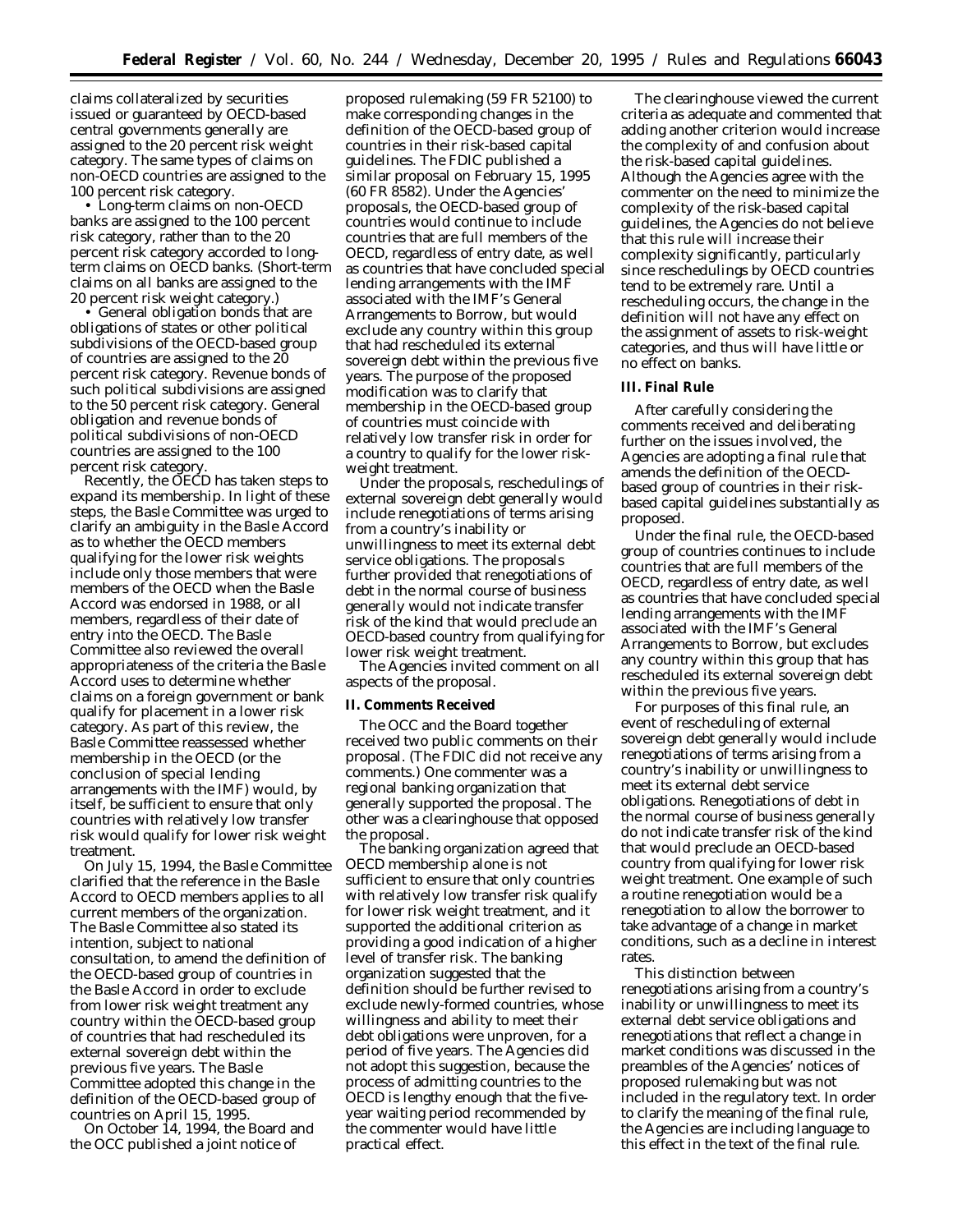claims collateralized by securities issued or guaranteed by OECD-based central governments generally are assigned to the 20 percent risk weight category. The same types of claims on non-OECD countries are assigned to the 100 percent risk category.

• Long-term claims on non-OECD banks are assigned to the 100 percent risk category, rather than to the 20 percent risk category accorded to long-term claims on OECD banks. (Short-term claims on all banks are assigned to the 20 percent risk weight category.)

• General obligation bonds that are obligations of states or other political subdivisions of the OECD-based group of countries are assigned to the 20 percent risk category. Revenue bonds of such political subdivisions are assigned to the 50 percent risk category. General obligation and revenue bonds of political subdivisions of non-OECD countries are assigned to the 100 percent risk category.

Recently, the OECD has taken steps to expand its membership. In light of these steps, the Basle Committee was urged to clarify an ambiguity in the Basle Accord as to whether the OECD members qualifying for the lower risk weights include only those members that were members of the OECD when the Basle Accord was endorsed in 1988, or all members, regardless of their date of entry into the OECD. The Basle Committee also reviewed the overall appropriateness of the criteria the Basle Accord uses to determine whether claims on a foreign government or bank qualify for placement in a lower risk category. As part of this review, the Basle Committee reassessed whether membership in the OECD (or the conclusion of special lending arrangements with the IMF) would, by itself, be sufficient to ensure that only countries with relatively low transfer risk would qualify for lower risk weight treatment.

On July 15, 1994, the Basle Committee clarified that the reference in the Basle Accord to OECD members applies to all current members of the organization. The Basle Committee also stated its intention, subject to national consultation, to amend the definition of the OECD-based group of countries in the Basle Accord in order to exclude from lower risk weight treatment any country within the OECD-based group of countries that had rescheduled its external sovereign debt within the previous five years. The Basle Committee adopted this change in the definition of the OECD-based group of countries on April 15, 1995.

On October 14, 1994, the Board and the OCC published a joint notice of proposed rulemaking (59 FR 52100) to make corresponding changes in the definition of the OECD-based group of countries in their risk-based capital guidelines. The FDIC published a similar proposal on February 15, 1995 (60 FR 8582). Under the Agencies' proposals, the OECD-based group of countries would continue to include countries that are full members of the OECD, regardless of entry date, as well as countries that have concluded special lending arrangements with the IMF associated with the IMF's General Arrangements to Borrow, but would exclude any country within this group that had rescheduled its external sovereign debt within the previous five years. The purpose of the proposed modification was to clarify that membership in the OECD-based group of countries must coincide with relatively low transfer risk in order for a country to qualify for the lower risk-weight treatment.

Under the proposals, reschedulings of external sovereign debt generally would include renegotiations of terms arising from a country's inability or unwillingness to meet its external debt service obligations. The proposals further provided that renegotiations of debt in the normal course of business generally would not indicate transfer risk of the kind that would preclude an OECD-based country from qualifying for lower risk weight treatment.

The Agencies invited comment on all aspects of the proposal.

## II. Comments Received

The OCC and the Board together received two public comments on their proposal. (The FDIC did not receive any comments.) One commenter was a regional banking organization that generally supported the proposal. The other was a clearinghouse that opposed the proposal.

The banking organization agreed that OECD membership alone is not sufficient to ensure that only countries with relatively low transfer risk qualify for lower risk weight treatment, and it supported the additional criterion as providing a good indication of a higher level of transfer risk. The banking organization suggested that the definition should be further revised to exclude newly-formed countries, whose willingness and ability to meet their debt obligations were unproven, for a period of five years. The Agencies did not adopt this suggestion, because the process of admitting countries to the OECD is lengthy enough that the five-year waiting period recommended by the commenter would have little practical effect.

The clearinghouse viewed the current criteria as adequate and commented that adding another criterion would increase the complexity of and confusion about the risk-based capital guidelines. Although the Agencies agree with the commenter on the need to minimize the complexity of the risk-based capital guidelines, the Agencies do not believe that this rule will increase their complexity significantly, particularly since reschedulings by OECD countries tend to be extremely rare. Until a rescheduling occurs, the change in the definition will not have any effect on the assignment of assets to risk-weight categories, and thus will have little or no effect on banks.

## III. Final Rule

After carefully considering the comments received and deliberating further on the issues involved, the Agencies are adopting a final rule that amends the definition of the OECD-based group of countries in their risk-based capital guidelines substantially as proposed.

Under the final rule, the OECD-based group of countries continues to include countries that are full members of the OECD, regardless of entry date, as well as countries that have concluded special lending arrangements with the IMF associated with the IMF's General Arrangements to Borrow, but excludes any country within this group that has rescheduled its external sovereign debt within the previous five years.

For purposes of this final rule, an event of rescheduling of external sovereign debt generally would include renegotiations of terms arising from a country's inability or unwillingness to meet its external debt service obligations. Renegotiations of debt in the normal course of business generally do not indicate transfer risk of the kind that would preclude an OECD-based country from qualifying for lower risk weight treatment. One example of such a routine renegotiation would be a renegotiation to allow the borrower to take advantage of a change in market conditions, such as a decline in interest rates.

This distinction between renegotiations arising from a country's inability or unwillingness to meet its external debt service obligations and renegotiations that reflect a change in market conditions was discussed in the preambles of the Agencies' notices of proposed rulemaking but was not included in the regulatory text. In order to clarify the meaning of the final rule, the Agencies are including language to this effect in the text of the final rule.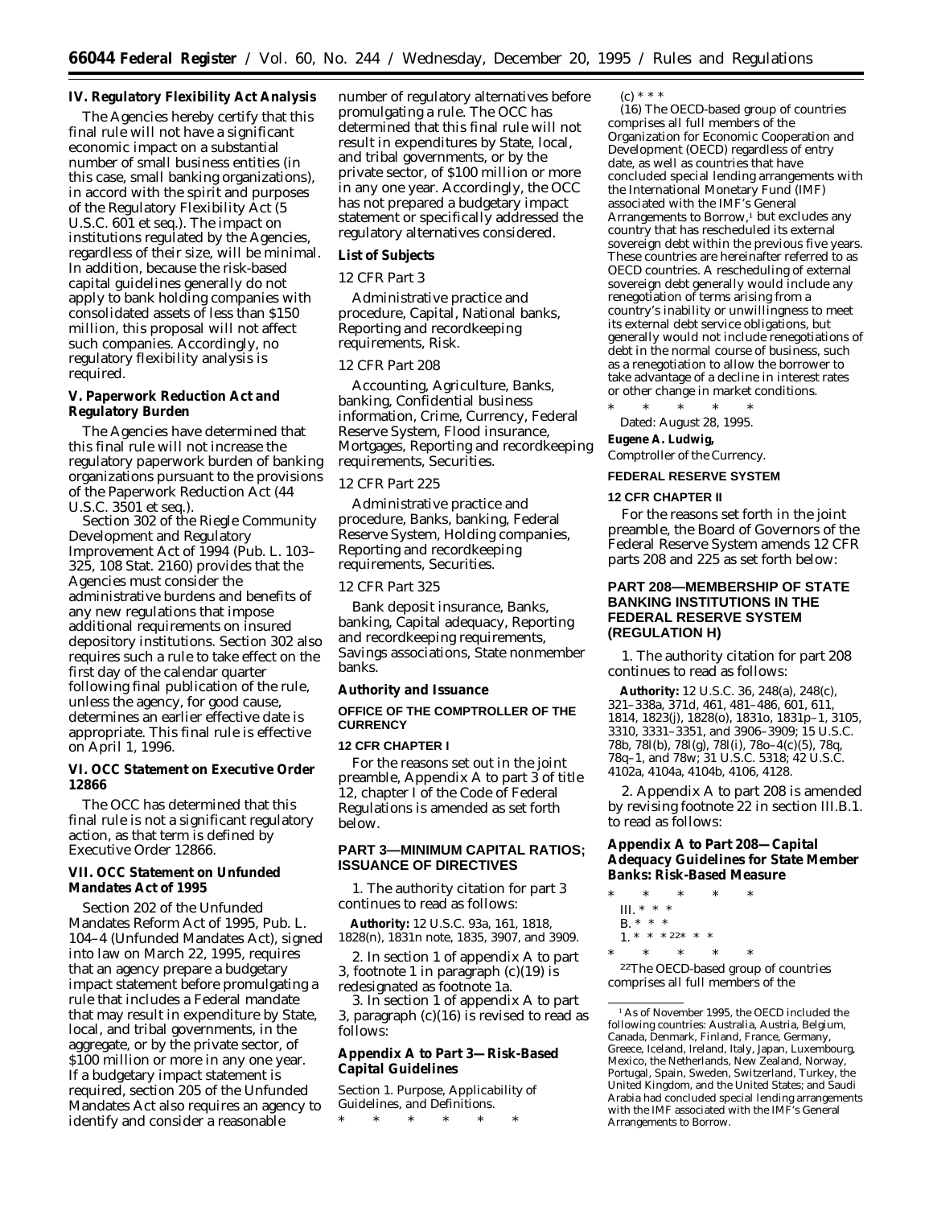## IV. Regulatory Flexibility Act Analysis

The Agencies hereby certify that this final rule will not have a significant economic impact on a substantial number of small business entities (in this case, small banking organizations), in accord with the spirit and purposes of the Regulatory Flexibility Act (5 U.S.C. 601 et seq.). The impact on institutions regulated by the Agencies, regardless of their size, will be minimal. In addition, because the risk-based capital guidelines generally do not apply to bank holding companies with consolidated assets of less than $150 million, this proposal will not affect such companies. Accordingly, no regulatory flexibility analysis is required.

## V. Paperwork Reduction Act and Regulatory Burden

The Agencies have determined that this final rule will not increase the regulatory paperwork burden of banking organizations pursuant to the provisions of the Paperwork Reduction Act (44 U.S.C. 3501 et seq.).

Section 302 of the Riegle Community Development and Regulatory Improvement Act of 1994 (Pub. L. 103–325, 108 Stat. 2160) provides that the Agencies must consider the administrative burdens and benefits of any new regulations that impose additional requirements on insured depository institutions. Section 302 also requires such a rule to take effect on the first day of the calendar quarter following final publication of the rule, unless the agency, for good cause, determines an earlier effective date is appropriate. This final rule is effective on April 1, 1996.

## VI. OCC Statement on Executive Order 12866

The OCC has determined that this final rule is not a significant regulatory action, as that term is defined by Executive Order 12866.

## VII. OCC Statement on Unfunded Mandates Act of 1995

Section 202 of the Unfunded Mandates Reform Act of 1995, Pub. L. 104–4 (Unfunded Mandates Act), signed into law on March 22, 1995, requires that an agency prepare a budgetary impact statement before promulgating a rule that includes a Federal mandate that may result in expenditure by State, local, and tribal governments, in the aggregate, or by the private sector, of $100 million or more in any one year. If a budgetary impact statement is required, section 205 of the Unfunded Mandates Act also requires an agency to identify and consider a reasonable number of regulatory alternatives before promulgating a rule. The OCC has determined that this final rule will not result in expenditures by State, local, and tribal governments, or by the private sector, of $100 million or more in any one year. Accordingly, the OCC has not prepared a budgetary impact statement or specifically addressed the regulatory alternatives considered.

## List of Subjects

### *12 CFR Part 3*

Administrative practice and procedure, Capital, National banks, Reporting and recordkeeping requirements, Risk.

### *12 CFR Part 208*

Accounting, Agriculture, Banks, banking, Confidential business information, Crime, Currency, Federal Reserve System, Flood insurance, Mortgages, Reporting and recordkeeping requirements, Securities.

### *12 CFR Part 225*

Administrative practice and procedure, Banks, banking, Federal Reserve System, Holding companies, Reporting and recordkeeping requirements, Securities.

### *12 CFR Part 325*

Bank deposit insurance, Banks, banking, Capital adequacy, Reporting and recordkeeping requirements, Savings associations, State nonmember banks.

## Authority and Issuance

### OFFICE OF THE COMPTROLLER OF THE CURRENCY

### 12 CFR CHAPTER I

For the reasons set out in the joint preamble, Appendix A to part 3 of title 12, chapter I of the Code of Federal Regulations is amended as set forth below.

## PART 3—MINIMUM CAPITAL RATIOS; ISSUANCE OF DIRECTIVES

1. The authority citation for part 3 continues to read as follows:

**Authority:** 12 U.S.C. 93a, 161, 1818, 1828(n), 1831n note, 1835, 3907, and 3909.

2. In section 1 of appendix A to part 3, footnote 1 in paragraph (c)(19) is redesignated as footnote 1a.

3. In section 1 of appendix A to part 3, paragraph (c)(16) is revised to read as follows:

## Appendix A to Part 3—Risk-Based Capital Guidelines

Section 1. Purpose, Applicability of Guidelines, and Definitions.

\* \* \* \* \* \*

(c) \* \* \*

(16) The OECD-based group of countries comprises all full members of the Organization for Economic Cooperation and Development (OECD) regardless of entry date, as well as countries that have concluded special lending arrangements with the International Monetary Fund (IMF) associated with the IMF's General Arrangements to Borrow,[1] but excludes any country that has rescheduled its external sovereign debt within the previous five years. These countries are hereinafter referred to as OECD countries. A rescheduling of external sovereign debt generally would include any renegotiation of terms arising from a country's inability or unwillingness to meet its external debt service obligations, but generally would not include renegotiations of debt in the normal course of business, such as a renegotiation to allow the borrower to take advantage of a decline in interest rates or other change in market conditions.

\* \* \* \* \*

Dated: August 28, 1995.

**Eugene A. Ludwig,**

*Comptroller of the Currency.*

### FEDERAL RESERVE SYSTEM

### 12 CFR CHAPTER II

For the reasons set forth in the joint preamble, the Board of Governors of the Federal Reserve System amends 12 CFR parts 208 and 225 as set forth below:

## PART 208—MEMBERSHIP OF STATE BANKING INSTITUTIONS IN THE FEDERAL RESERVE SYSTEM (REGULATION H)

1. The authority citation for part 208 continues to read as follows:

**Authority:** 12 U.S.C. 36, 248(a), 248(c), 321–338a, 371d, 461, 481–486, 601, 611, 1814, 1823(j), 1828(o), 1831o, 1831p–1, 3105, 3310, 3331–3351, and 3906–3909; 15 U.S.C. 78b, 78l(b), 78l(g), 78l(i), 78o–4(c)(5), 78q, 78q–1, and 78w; 31 U.S.C. 5318; 42 U.S.C. 4102a, 4104a, 4104b, 4106, 4128.

2. Appendix A to part 208 is amended by revising footnote 22 in section III.B.1. to read as follows:

## Appendix A to Part 208—Capital Adequacy Guidelines for State Member Banks: Risk-Based Measure

\* \* \* \* \*

III. \* \* \*

B. \* \* \*

1. \* \* \* [22] \* \* \*

\* \* \* \* \*

[22] The OECD-based group of countries comprises all full members of the

---

[1] As of November 1995, the OECD included the following countries: Australia, Austria, Belgium, Canada, Denmark, Finland, France, Germany, Greece, Iceland, Ireland, Italy, Japan, Luxembourg, Mexico, the Netherlands, New Zealand, Norway, Portugal, Spain, Sweden, Switzerland, Turkey, the United Kingdom, and the United States; and Saudi Arabia had concluded special lending arrangements with the IMF associated with the IMF's General Arrangements to Borrow.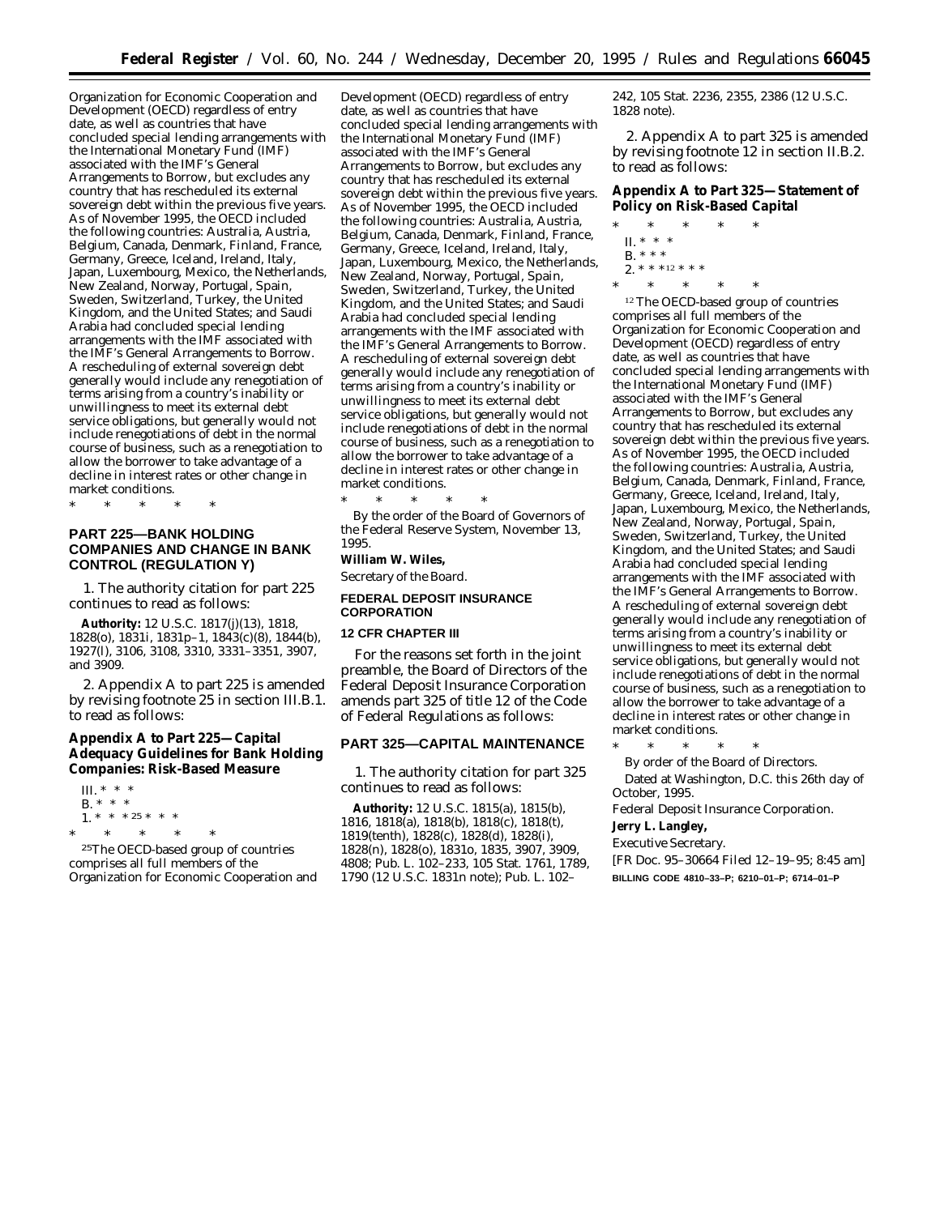Organization for Economic Cooperation and Development (OECD) regardless of entry date, as well as countries that have concluded special lending arrangements with the International Monetary Fund (IMF) associated with the IMF's General Arrangements to Borrow, but excludes any country that has rescheduled its external sovereign debt within the previous five years. As of November 1995, the OECD included the following countries: Australia, Austria, Belgium, Canada, Denmark, Finland, France, Germany, Greece, Iceland, Ireland, Italy, Japan, Luxembourg, Mexico, the Netherlands, New Zealand, Norway, Portugal, Spain, Sweden, Switzerland, Turkey, the United Kingdom, and the United States; and Saudi Arabia had concluded special lending arrangements with the IMF associated with the IMF's General Arrangements to Borrow. A rescheduling of external sovereign debt generally would include any renegotiation of terms arising from a country's inability or unwillingness to meet its external debt service obligations, but generally would not include renegotiations of debt in the normal course of business, such as a renegotiation to allow the borrower to take advantage of a decline in interest rates or other change in market conditions.

\* \* \* \* \*

## PART 225—BANK HOLDING COMPANIES AND CHANGE IN BANK CONTROL (REGULATION Y)

1. The authority citation for part 225 continues to read as follows:

**Authority:** 12 U.S.C. 1817(j)(13), 1818, 1828(o), 1831i, 1831p–1, 1843(c)(8), 1844(b), 1927(l), 3106, 3108, 3310, 3331–3351, 3907, and 3909.

2. Appendix A to part 225 is amended by revising footnote 25 in section III.B.1. to read as follows:

### Appendix A to Part 225—Capital Adequacy Guidelines for Bank Holding Companies: Risk-Based Measure

III. \* \* \*

B. \* \* \*

1. \* \* \* [25] \* \* \*

\* \* \* \* \*

[25] The OECD-based group of countries comprises all full members of the Organization for Economic Cooperation and Development (OECD) regardless of entry date, as well as countries that have concluded special lending arrangements with the International Monetary Fund (IMF) associated with the IMF's General Arrangements to Borrow, but excludes any country that has rescheduled its external sovereign debt within the previous five years. As of November 1995, the OECD included the following countries: Australia, Austria, Belgium, Canada, Denmark, Finland, France, Germany, Greece, Iceland, Ireland, Italy, Japan, Luxembourg, Mexico, the Netherlands, New Zealand, Norway, Portugal, Spain, Sweden, Switzerland, Turkey, the United Kingdom, and the United States; and Saudi Arabia had concluded special lending arrangements with the IMF associated with the IMF's General Arrangements to Borrow. A rescheduling of external sovereign debt generally would include any renegotiation of terms arising from a country's inability or unwillingness to meet its external debt service obligations, but generally would not include renegotiations of debt in the normal course of business, such as a renegotiation to allow the borrower to take advantage of a decline in interest rates or other change in market conditions.

\* \* \* \* \*

By the order of the Board of Governors of the Federal Reserve System, November 13, 1995.

**William W. Wiles,**

*Secretary of the Board.*

## FEDERAL DEPOSIT INSURANCE CORPORATION

### 12 CFR CHAPTER III

For the reasons set forth in the joint preamble, the Board of Directors of the Federal Deposit Insurance Corporation amends part 325 of title 12 of the Code of Federal Regulations as follows:

## PART 325—CAPITAL MAINTENANCE

1. The authority citation for part 325 continues to read as follows:

**Authority:** 12 U.S.C. 1815(a), 1815(b), 1816, 1818(a), 1818(b), 1818(c), 1818(t), 1819(tenth), 1828(c), 1828(d), 1828(i), 1828(n), 1828(o), 1831o, 1835, 3907, 3909, 4808; Pub. L. 102–233, 105 Stat. 1761, 1789, 1790 (12 U.S.C. 1831n note); Pub. L. 102–242, 105 Stat. 2236, 2355, 2386 (12 U.S.C. 1828 note).

2. Appendix A to part 325 is amended by revising footnote 12 in section II.B.2. to read as follows:

### Appendix A to Part 325—Statement of Policy on Risk-Based Capital

\* \* \* \* \*

II. \* \* \*

B. \* \* \*

2. \* \* \* [12] \* \* \*

\* \* \* \* \*

[12] The OECD-based group of countries comprises all full members of the Organization for Economic Cooperation and Development (OECD) regardless of entry date, as well as countries that have concluded special lending arrangements with the International Monetary Fund (IMF) associated with the IMF's General Arrangements to Borrow, but excludes any country that has rescheduled its external sovereign debt within the previous five years. As of November 1995, the OECD included the following countries: Australia, Austria, Belgium, Canada, Denmark, Finland, France, Germany, Greece, Iceland, Ireland, Italy, Japan, Luxembourg, Mexico, the Netherlands, New Zealand, Norway, Portugal, Spain, Sweden, Switzerland, Turkey, the United Kingdom, and the United States; and Saudi Arabia had concluded special lending arrangements with the IMF associated with the IMF's General Arrangements to Borrow. A rescheduling of external sovereign debt generally would include any renegotiation of terms arising from a country's inability or unwillingness to meet its external debt service obligations, but generally would not include renegotiations of debt in the normal course of business, such as a renegotiation to allow the borrower to take advantage of a decline in interest rates or other change in market conditions.

\* \* \* \* \*

By order of the Board of Directors.

Dated at Washington, D.C. this 26th day of October, 1995.

Federal Deposit Insurance Corporation.

**Jerry L. Langley,**

*Executive Secretary.*

[FR Doc. 95–30664 Filed 12–19–95; 8:45 am]

**BILLING CODE 4810–33–P; 6210–01–P; 6714–01–P**